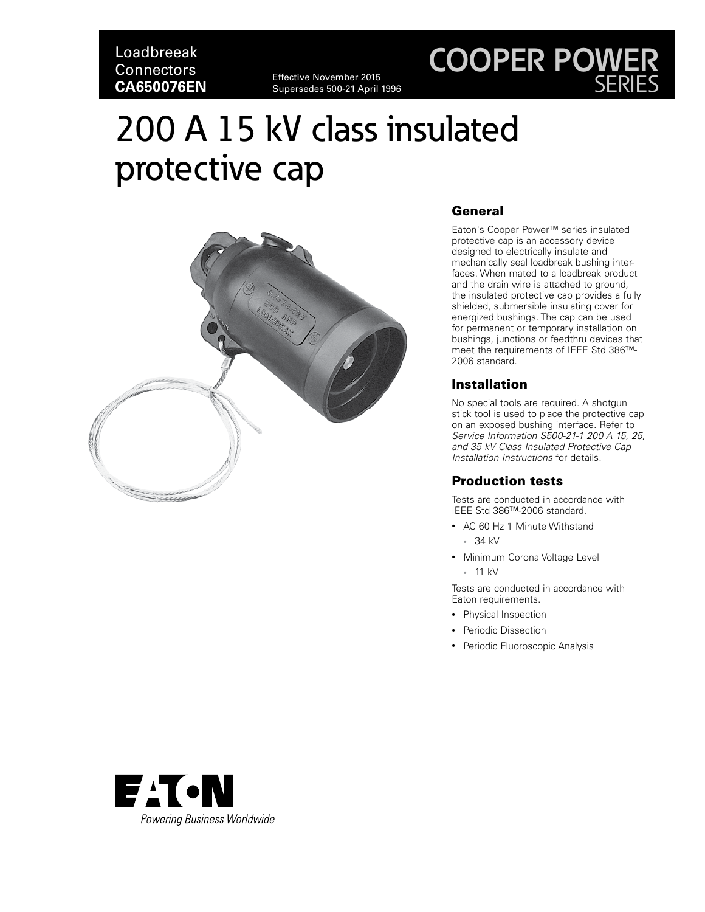Loadbreeak Connectors
**CA650076EN**

Effective November 2015
Supersedes 500-21 April 1996

COOPER POWER SERIES

# 200 A 15 kV class insulated protective cap

## General

Eaton's Cooper Power™ series insulated protective cap is an accessory device designed to electrically insulate and mechanically seal loadbreak bushing interfaces. When mated to a loadbreak product and the drain wire is attached to ground, the insulated protective cap provides a fully shielded, submersible insulating cover for energized bushings. The cap can be used for permanent or temporary installation on bushings, junctions or feedthru devices that meet the requirements of IEEE Std 386™-2006 standard.

## Installation

No special tools are required. A shotgun stick tool is used to place the protective cap on an exposed bushing interface. Refer to *Service Information S500-21-1 200 A 15, 25, and 35 kV Class Insulated Protective Cap Installation Instructions* for details.

## Production tests

Tests are conducted in accordance with IEEE Std 386™-2006 standard.

- AC 60 Hz 1 Minute Withstand
  - 34 kV
- Minimum Corona Voltage Level
  - 11 kV

Tests are conducted in accordance with Eaton requirements.

- Physical Inspection
- Periodic Dissection
- Periodic Fluoroscopic Analysis

EATON
*Powering Business Worldwide*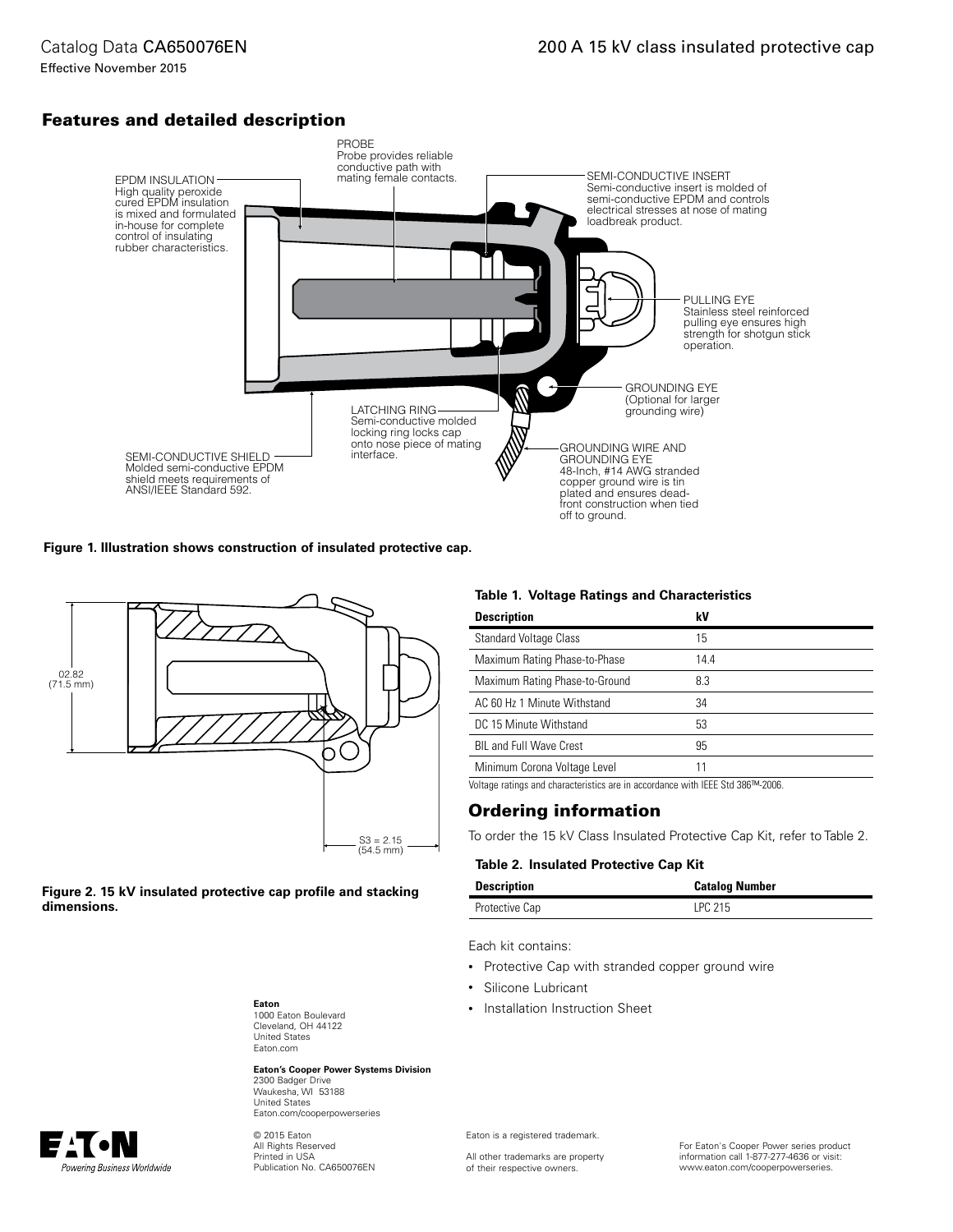## Features and detailed description

PROBE
Probe provides reliable conductive path with mating female contacts.

EPDM INSULATION
High quality peroxide cured EPDM insulation is mixed and formulated in-house for complete control of insulating rubber characteristics.

SEMI-CONDUCTIVE INSERT
Semi-conductive insert is molded of semi-conductive EPDM and controls electrical stresses at nose of mating loadbreak product.

PULLING EYE
Stainless steel reinforced pulling eye ensures high strength for shotgun stick operation.

GROUNDING EYE
(Optional for larger grounding wire)

LATCHING RING
Semi-conductive molded locking ring locks cap onto nose piece of mating interface.

GROUNDING WIRE AND GROUNDING EYE
48-Inch, #14 AWG stranded copper ground wire is tin plated and ensures dead-front construction when tied off to ground.

SEMI-CONDUCTIVE SHIELD
Molded semi-conductive EPDM shield meets requirements of ANSI/IEEE Standard 592.

**Figure 1. Illustration shows construction of insulated protective cap.**

02.82
(71.5 mm)

S3 = 2.15
(54.5 mm)

**Figure 2. 15 kV insulated protective cap profile and stacking dimensions.**

**Table 1. Voltage Ratings and Characteristics**

| Description | kV |
|---|---|
| Standard Voltage Class | 15 |
| Maximum Rating Phase-to-Phase | 14.4 |
| Maximum Rating Phase-to-Ground | 8.3 |
| AC 60 Hz 1 Minute Withstand | 34 |
| DC 15 Minute Withstand | 53 |
| BIL and Full Wave Crest | 95 |
| Minimum Corona Voltage Level | 11 |

Voltage ratings and characteristics are in accordance with IEEE Std 386™-2006.

## Ordering information

To order the 15 kV Class Insulated Protective Cap Kit, refer to Table 2.

**Table 2. Insulated Protective Cap Kit**

| Description | Catalog Number |
|---|---|
| Protective Cap | LPC 215 |

Each kit contains:

- Protective Cap with stranded copper ground wire
- Silicone Lubricant
- Installation Instruction Sheet

**Eaton**
1000 Eaton Boulevard
Cleveland, OH 44122
United States
Eaton.com

**Eaton's Cooper Power Systems Division**
2300 Badger Drive
Waukesha, WI 53188
United States
Eaton.com/cooperpowerseries

© 2015 Eaton
All Rights Reserved
Printed in USA
Publication No. CA650076EN

Eaton is a registered trademark.

All other trademarks are property of their respective owners.

For Eaton's Cooper Power series product information call 1-877-277-4636 or visit: www.eaton.com/cooperpowerseries.